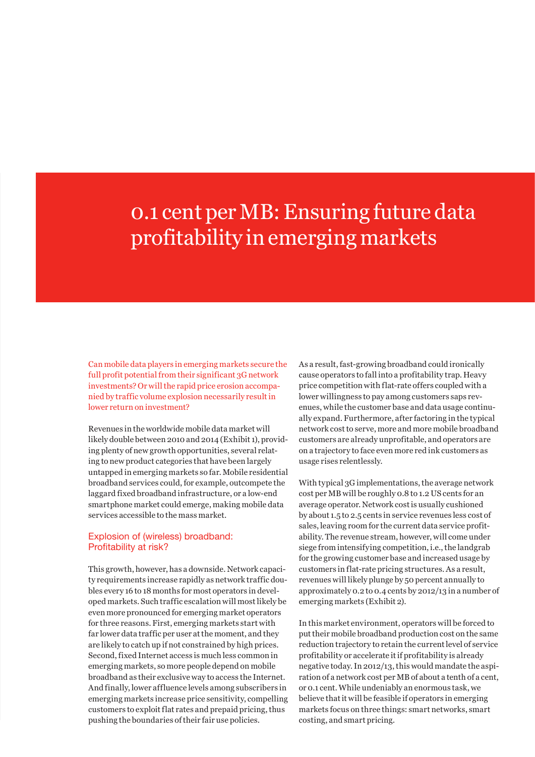# 0.1 cent per MB: Ensuring future data profitability in emerging markets

Can mobile data players in emerging markets secure the full profit potential from their significant 3G network investments? Or will the rapid price erosion accompanied by traffic volume explosion necessarily result in lower return on investment?

Revenues in the worldwide mobile data market will likely double between 2010 and 2014 (Exhibit 1), providing plenty of new growth opportunities, several relating to new product categories that have been largely untapped in emerging markets so far. Mobile residential broadband services could, for example, outcompete the laggard fixed broadband infrastructure, or a low-end smartphone market could emerge, making mobile data services accessible to the mass market.

## Explosion of (wireless) broadband: Profitability at risk?

This growth, however, has a downside. Network capacity requirements increase rapidly as network traffic doubles every 16 to 18 months for most operators in developed markets. Such traffic escalation will most likely be even more pronounced for emerging market operators for three reasons. First, emerging markets start with far lower data traffic per user at the moment, and they are likely to catch up if not constrained by high prices. Second, fixed Internet access is much less common in emerging markets, so more people depend on mobile broadband as their exclusive way to access the Internet. And finally, lower affluence levels among subscribers in emerging markets increase price sensitivity, compelling customers to exploit flat rates and prepaid pricing, thus pushing the boundaries of their fair use policies.

As a result, fast-growing broadband could ironically cause operators to fall into a profitability trap. Heavy price competition with flat-rate offers coupled with a lower willingness to pay among customers saps revenues, while the customer base and data usage continually expand. Furthermore, after factoring in the typical network cost to serve, more and more mobile broadband customers are already unprofitable, and operators are on a trajectory to face even more red ink customers as usage rises relentlessly.

With typical 3G implementations, the average network cost per MB will be roughly 0.8 to 1.2 US cents for an average operator. Network cost is usually cushioned by about 1.5 to 2.5 cents in service revenues less cost of sales, leaving room for the current data service profitability. The revenue stream, however, will come under siege from intensifying competition, i.e., the landgrab for the growing customer base and increased usage by customers in flat-rate pricing structures. As a result, revenues will likely plunge by 50 percent annually to approximately 0.2 to 0.4 cents by 2012/13 in a number of emerging markets (Exhibit 2).

In this market environment, operators will be forced to put their mobile broadband production cost on the same reduction trajectory to retain the current level of service profitability or accelerate it if profitability is already negative today. In 2012/13, this would mandate the aspiration of a network cost per MB of about a tenth of a cent, or 0.1 cent. While undeniably an enormous task, we believe that it will be feasible if operators in emerging markets focus on three things: smart networks, smart costing, and smart pricing.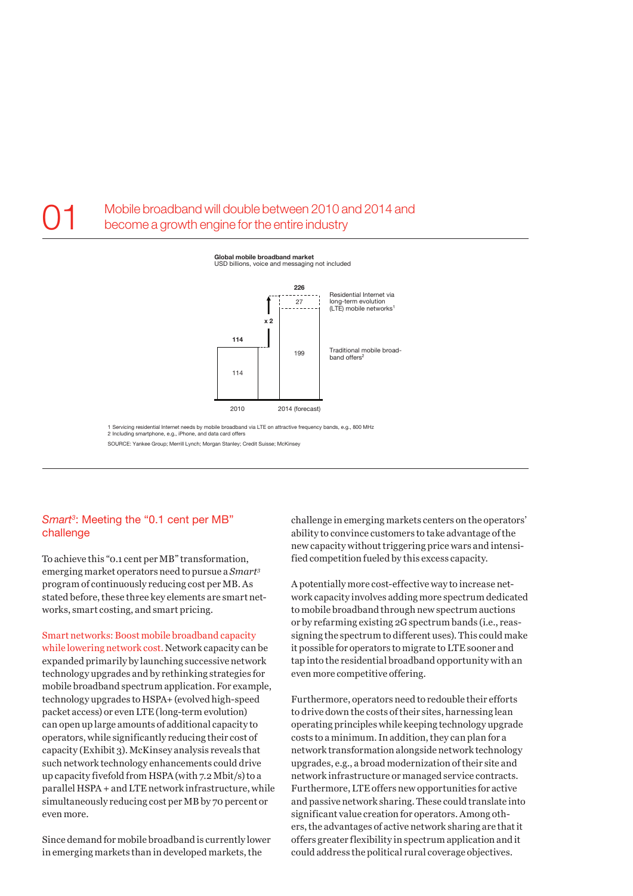## 01 Mobile broadband will double between 2010 and 2014 and become a growth engine for the entire industry

**Global mobile broadband market**
USD billions, voice and messaging not included

226
27
x 2
114
114
199
2010
2014 (forecast)

Residential Internet via long-term evolution (LTE) mobile networks[1]

Traditional mobile broad-band offers[2]

1 Servicing residential Internet needs by mobile broadband via LTE on attractive frequency bands, e.g., 800 MHz
2 Including smartphone, e.g., iPhone, and data card offers

SOURCE: Yankee Group; Merrill Lynch; Morgan Stanley; Credit Suisse; McKinsey

### *Smart*³: Meeting the "0.1 cent per MB" challenge

To achieve this "0.1 cent per MB" transformation, emerging market operators need to pursue a *Smart*³ program of continuously reducing cost per MB. As stated before, these three key elements are smart networks, smart costing, and smart pricing.

**Smart networks: Boost mobile broadband capacity while lowering network cost.** Network capacity can be expanded primarily by launching successive network technology upgrades and by rethinking strategies for mobile broadband spectrum application. For example, technology upgrades to HSPA+ (evolved high-speed packet access) or even LTE (long-term evolution) can open up large amounts of additional capacity to operators, while significantly reducing their cost of capacity (Exhibit 3). McKinsey analysis reveals that such network technology enhancements could drive up capacity fivefold from HSPA (with 7.2 Mbit/s) to a parallel HSPA + and LTE network infrastructure, while simultaneously reducing cost per MB by 70 percent or even more.

Since demand for mobile broadband is currently lower in emerging markets than in developed markets, the challenge in emerging markets centers on the operators' ability to convince customers to take advantage of the new capacity without triggering price wars and intensified competition fueled by this excess capacity.

A potentially more cost-effective way to increase network capacity involves adding more spectrum dedicated to mobile broadband through new spectrum auctions or by refarming existing 2G spectrum bands (i.e., reassigning the spectrum to different uses). This could make it possible for operators to migrate to LTE sooner and tap into the residential broadband opportunity with an even more competitive offering.

Furthermore, operators need to redouble their efforts to drive down the costs of their sites, harnessing lean operating principles while keeping technology upgrade costs to a minimum. In addition, they can plan for a network transformation alongside network technology upgrades, e.g., a broad modernization of their site and network infrastructure or managed service contracts. Furthermore, LTE offers new opportunities for active and passive network sharing. These could translate into significant value creation for operators. Among others, the advantages of active network sharing are that it offers greater flexibility in spectrum application and it could address the political rural coverage objectives.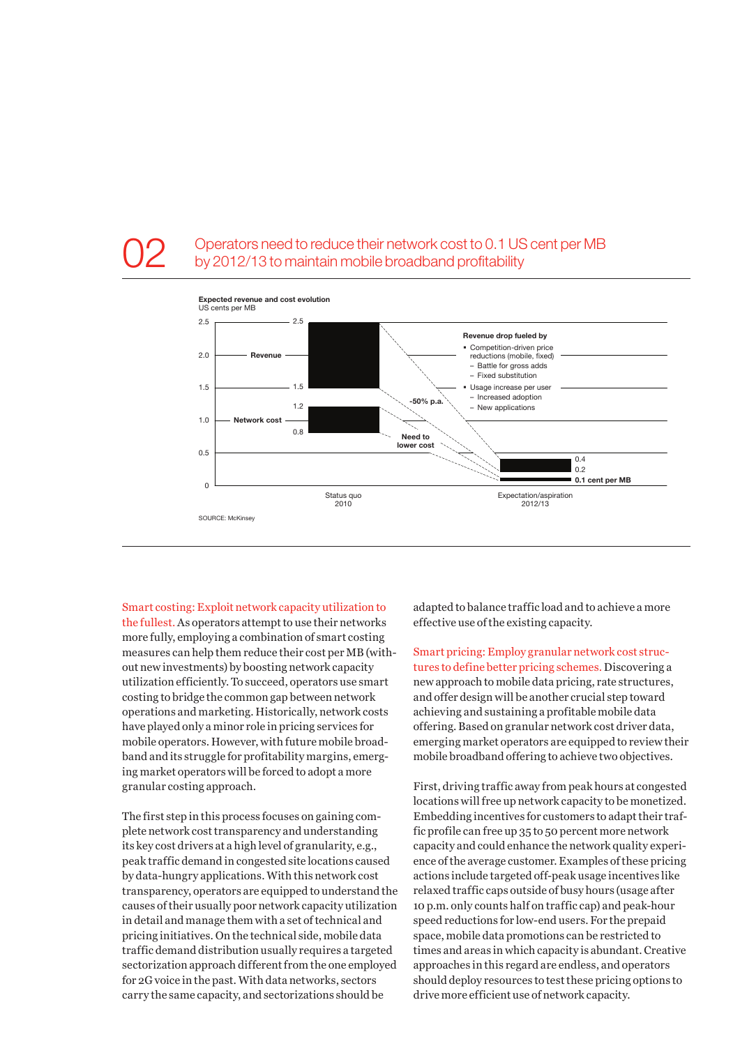## 02 Operators need to reduce their network cost to 0.1 US cent per MB by 2012/13 to maintain mobile broadband profitability

**Expected revenue and cost evolution**
US cents per MB

| | Status quo 2010 | Expectation/aspiration 2012/13 |
|---|---|---|
| Revenue | 1.5–2.5 | 0.2–0.4 |
| Network cost | 0.8–1.2 | 0.1 cent per MB |

-50% p.a.

Need to lower cost

**Revenue drop fueled by**
- Competition-driven price reductions (mobile, fixed)
  - Battle for gross adds
  - Fixed substitution
- Usage increase per user
  - Increased adoption
  - New applications

SOURCE: McKinsey

Smart costing: Exploit network capacity utilization to the fullest. As operators attempt to use their networks more fully, employing a combination of smart costing measures can help them reduce their cost per MB (without new investments) by boosting network capacity utilization efficiently. To succeed, operators use smart costing to bridge the common gap between network operations and marketing. Historically, network costs have played only a minor role in pricing services for mobile operators. However, with future mobile broadband and its struggle for profitability margins, emerging market operators will be forced to adopt a more granular costing approach.

The first step in this process focuses on gaining complete network cost transparency and understanding its key cost drivers at a high level of granularity, e.g., peak traffic demand in congested site locations caused by data-hungry applications. With this network cost transparency, operators are equipped to understand the causes of their usually poor network capacity utilization in detail and manage them with a set of technical and pricing initiatives. On the technical side, mobile data traffic demand distribution usually requires a targeted sectorization approach different from the one employed for 2G voice in the past. With data networks, sectors carry the same capacity, and sectorizations should be adapted to balance traffic load and to achieve a more effective use of the existing capacity.

Smart pricing: Employ granular network cost structures to define better pricing schemes. Discovering a new approach to mobile data pricing, rate structures, and offer design will be another crucial step toward achieving and sustaining a profitable mobile data offering. Based on granular network cost driver data, emerging market operators are equipped to review their mobile broadband offering to achieve two objectives.

First, driving traffic away from peak hours at congested locations will free up network capacity to be monetized. Embedding incentives for customers to adapt their traffic profile can free up 35 to 50 percent more network capacity and could enhance the network quality experience of the average customer. Examples of these pricing actions include targeted off-peak usage incentives like relaxed traffic caps outside of busy hours (usage after 10 p.m. only counts half on traffic cap) and peak-hour speed reductions for low-end users. For the prepaid space, mobile data promotions can be restricted to times and areas in which capacity is abundant. Creative approaches in this regard are endless, and operators should deploy resources to test these pricing options to drive more efficient use of network capacity.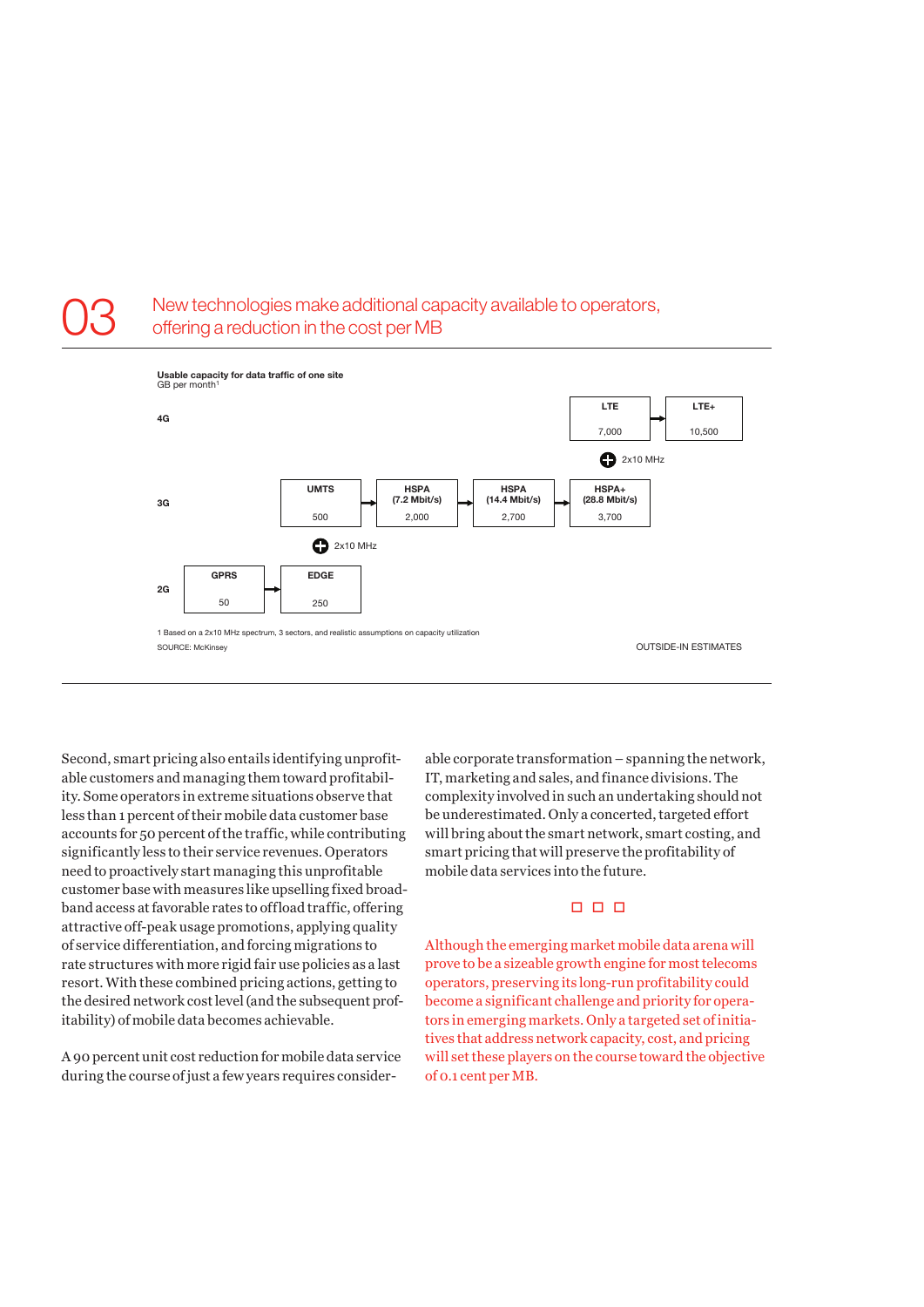## 03 New technologies make additional capacity available to operators, offering a reduction in the cost per MB

**Usable capacity for data traffic of one site**
GB per month[1]

| | | | | | |
|---|---|---|---|---|---|
| **4G** | | | | LTE 7,000 | → LTE+ 10,500 |
| | | | | + 2x10 MHz | |
| **3G** | | UMTS 500 | → HSPA (7.2 Mbit/s) 2,000 | → HSPA (14.4 Mbit/s) 2,700 | → HSPA+ (28.8 Mbit/s) 3,700 |
| | | + 2x10 MHz | | | |
| **2G** | GPRS 50 | → EDGE 250 | | | |

1 Based on a 2x10 MHz spectrum, 3 sectors, and realistic assumptions on capacity utilization

SOURCE: McKinsey

OUTSIDE-IN ESTIMATES

Second, smart pricing also entails identifying unprofitable customers and managing them toward profitability. Some operators in extreme situations observe that less than 1 percent of their mobile data customer base accounts for 50 percent of the traffic, while contributing significantly less to their service revenues. Operators need to proactively start managing this unprofitable customer base with measures like upselling fixed broadband access at favorable rates to offload traffic, offering attractive off-peak usage promotions, applying quality of service differentiation, and forcing migrations to rate structures with more rigid fair use policies as a last resort. With these combined pricing actions, getting to the desired network cost level (and the subsequent profitability) of mobile data becomes achievable.

A 90 percent unit cost reduction for mobile data service during the course of just a few years requires considerable corporate transformation – spanning the network, IT, marketing and sales, and finance divisions. The complexity involved in such an undertaking should not be underestimated. Only a concerted, targeted effort will bring about the smart network, smart costing, and smart pricing that will preserve the profitability of mobile data services into the future.

□ □ □

Although the emerging market mobile data arena will prove to be a sizeable growth engine for most telecoms operators, preserving its long-run profitability could become a significant challenge and priority for operators in emerging markets. Only a targeted set of initiatives that address network capacity, cost, and pricing will set these players on the course toward the objective of 0.1 cent per MB.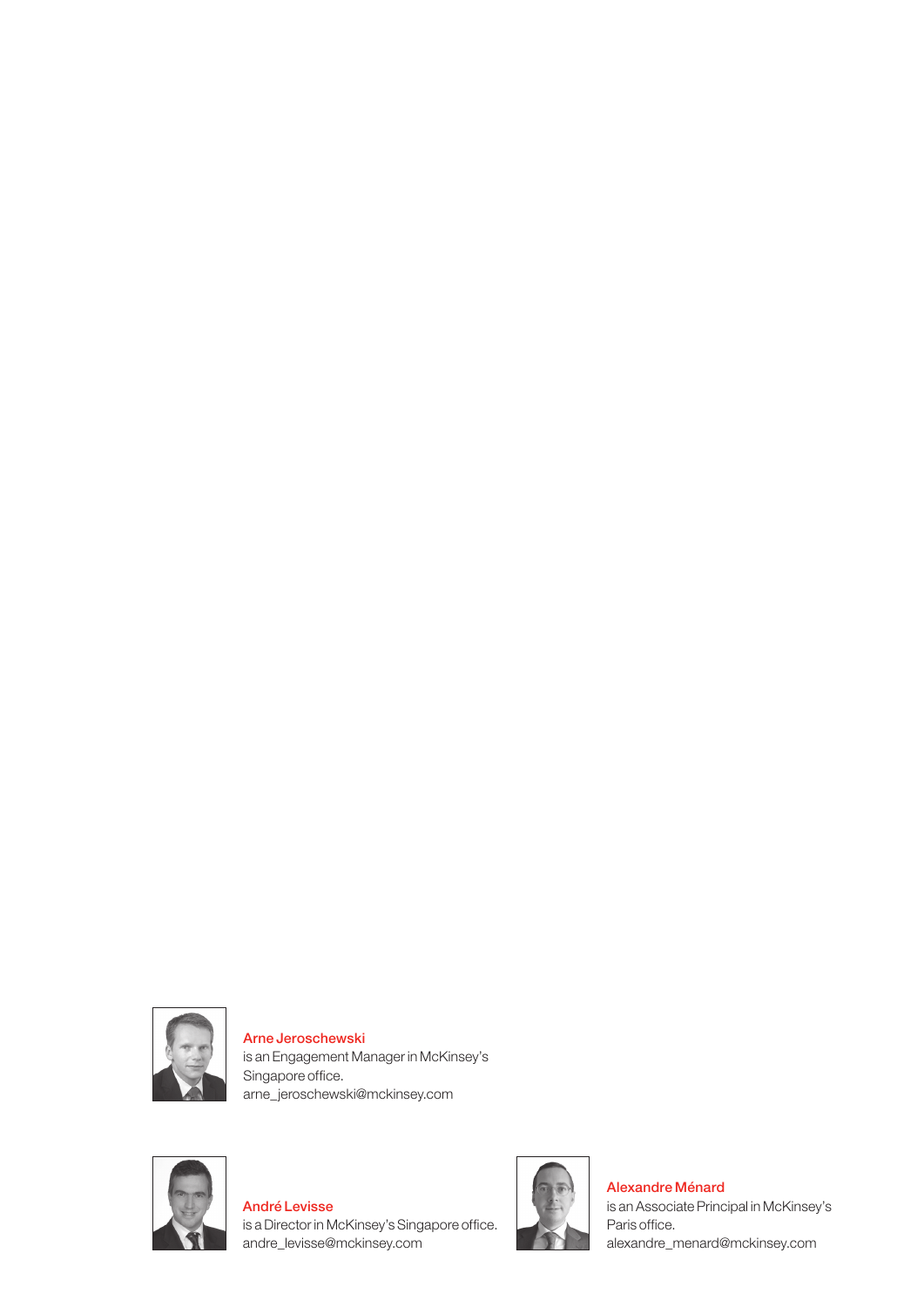**Arne Jeroschewski**
is an Engagement Manager in McKinsey's Singapore office.
arne_jeroschewski@mckinsey.com

**André Levisse**
is a Director in McKinsey's Singapore office.
andre_levisse@mckinsey.com

**Alexandre Ménard**
is an Associate Principal in McKinsey's Paris office.
alexandre_menard@mckinsey.com